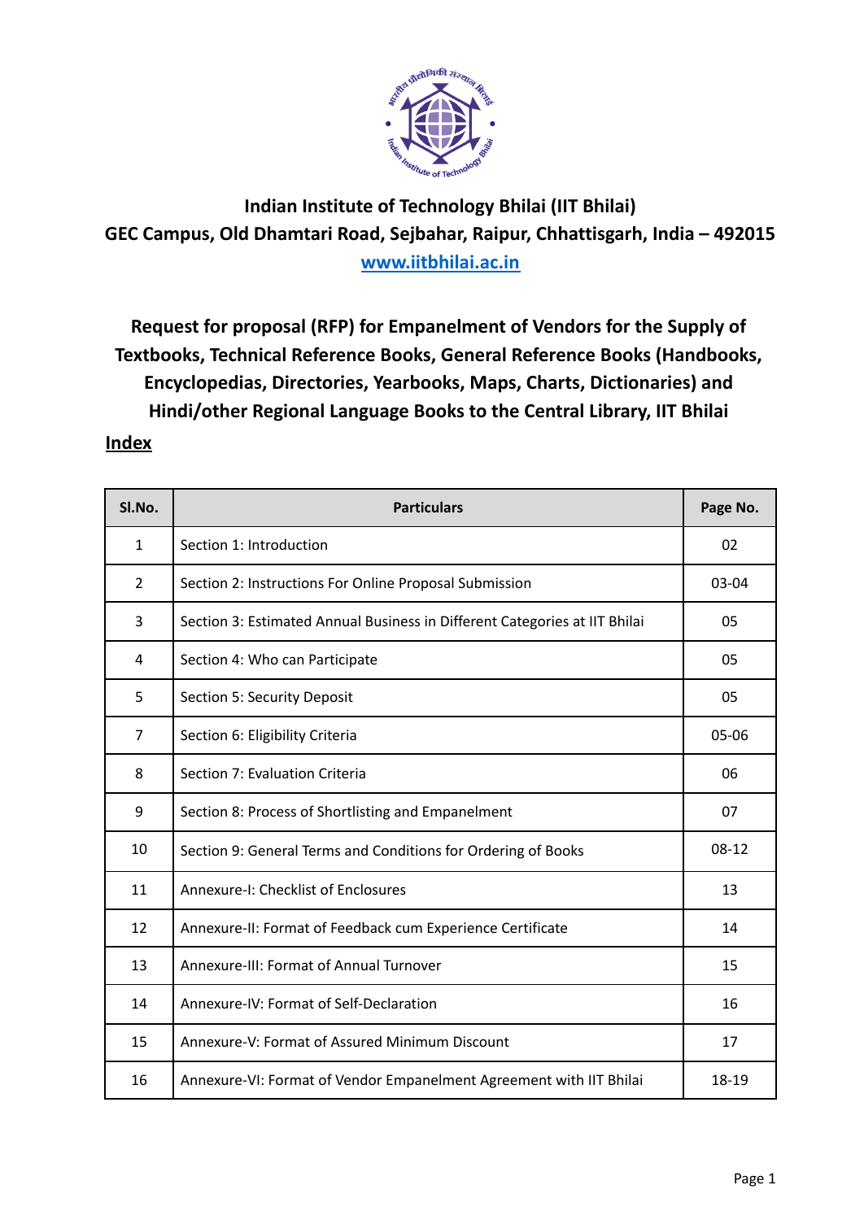**Indian Institute of Technology Bhilai (IIT Bhilai)**
**GEC Campus, Old Dhamtari Road, Sejbahar, Raipur, Chhattisgarh, India – 492015**
**[www.iitbhilai.ac.in](http://www.iitbhilai.ac.in)**

# Request for proposal (RFP) for Empanelment of Vendors for the Supply of Textbooks, Technical Reference Books, General Reference Books (Handbooks, Encyclopedias, Directories, Yearbooks, Maps, Charts, Dictionaries) and Hindi/other Regional Language Books to the Central Library, IIT Bhilai

## Index

| Sl.No. | Particulars | Page No. |
|---|---|---|
| 1 | Section 1: Introduction | 02 |
| 2 | Section 2: Instructions For Online Proposal Submission | 03-04 |
| 3 | Section 3: Estimated Annual Business in Different Categories at IIT Bhilai | 05 |
| 4 | Section 4: Who can Participate | 05 |
| 5 | Section 5: Security Deposit | 05 |
| 7 | Section 6: Eligibility Criteria | 05-06 |
| 8 | Section 7: Evaluation Criteria | 06 |
| 9 | Section 8: Process of Shortlisting and Empanelment | 07 |
| 10 | Section 9: General Terms and Conditions for Ordering of Books | 08-12 |
| 11 | Annexure-I: Checklist of Enclosures | 13 |
| 12 | Annexure-II: Format of Feedback cum Experience Certificate | 14 |
| 13 | Annexure-III: Format of Annual Turnover | 15 |
| 14 | Annexure-IV: Format of Self-Declaration | 16 |
| 15 | Annexure-V: Format of Assured Minimum Discount | 17 |
| 16 | Annexure-VI: Format of Vendor Empanelment Agreement with IIT Bhilai | 18-19 |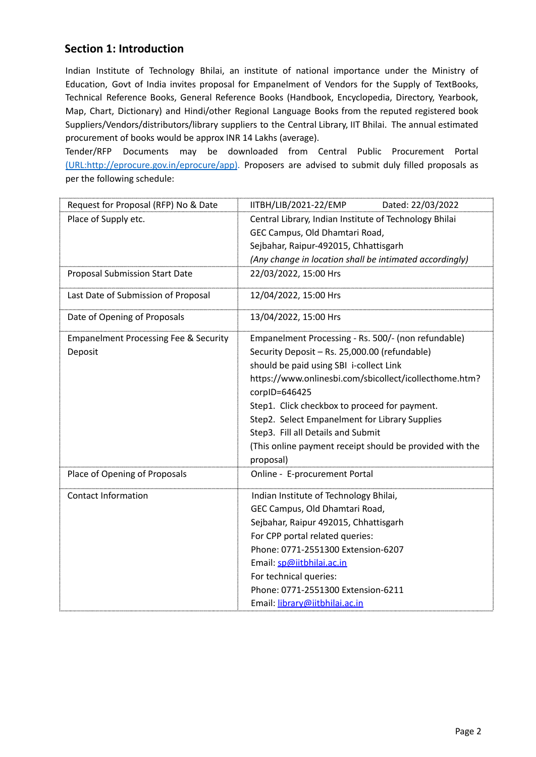## Section 1: Introduction

Indian Institute of Technology Bhilai, an institute of national importance under the Ministry of Education, Govt of India invites proposal for Empanelment of Vendors for the Supply of TextBooks, Technical Reference Books, General Reference Books (Handbook, Encyclopedia, Directory, Yearbook, Map, Chart, Dictionary) and Hindi/other Regional Language Books from the reputed registered book Suppliers/Vendors/distributors/library suppliers to the Central Library, IIT Bhilai. The annual estimated procurement of books would be approx INR 14 Lakhs (average).

Tender/RFP Documents may be downloaded from Central Public Procurement Portal (URL:http://eprocure.gov.in/eprocure/app). Proposers are advised to submit duly filled proposals as per the following schedule:

| | |
|---|---|
| Request for Proposal (RFP) No & Date | IITBH/LIB/2021-22/EMP Dated: 22/03/2022 |
| Place of Supply etc. | Central Library, Indian Institute of Technology Bhilai<br>GEC Campus, Old Dhamtari Road,<br>Sejbahar, Raipur-492015, Chhattisgarh<br>*(Any change in location shall be intimated accordingly)* |
| Proposal Submission Start Date | 22/03/2022, 15:00 Hrs |
| Last Date of Submission of Proposal | 12/04/2022, 15:00 Hrs |
| Date of Opening of Proposals | 13/04/2022, 15:00 Hrs |
| Empanelment Processing Fee & Security Deposit | Empanelment Processing - Rs. 500/- (non refundable)<br>Security Deposit – Rs. 25,000.00 (refundable)<br>should be paid using SBI i-collect Link<br>https://www.onlinesbi.com/sbicollect/icollecthome.htm?corpID=646425<br>Step1. Click checkbox to proceed for payment.<br>Step2. Select Empanelment for Library Supplies<br>Step3. Fill all Details and Submit<br>(This online payment receipt should be provided with the proposal) |
| Place of Opening of Proposals | Online - E-procurement Portal |
| Contact Information | Indian Institute of Technology Bhilai,<br>GEC Campus, Old Dhamtari Road,<br>Sejbahar, Raipur 492015, Chhattisgarh<br>For CPP portal related queries:<br>Phone: 0771-2551300 Extension-6207<br>Email: sp@iitbhilai.ac.in<br>For technical queries:<br>Phone: 0771-2551300 Extension-6211<br>Email: library@iitbhilai.ac.in |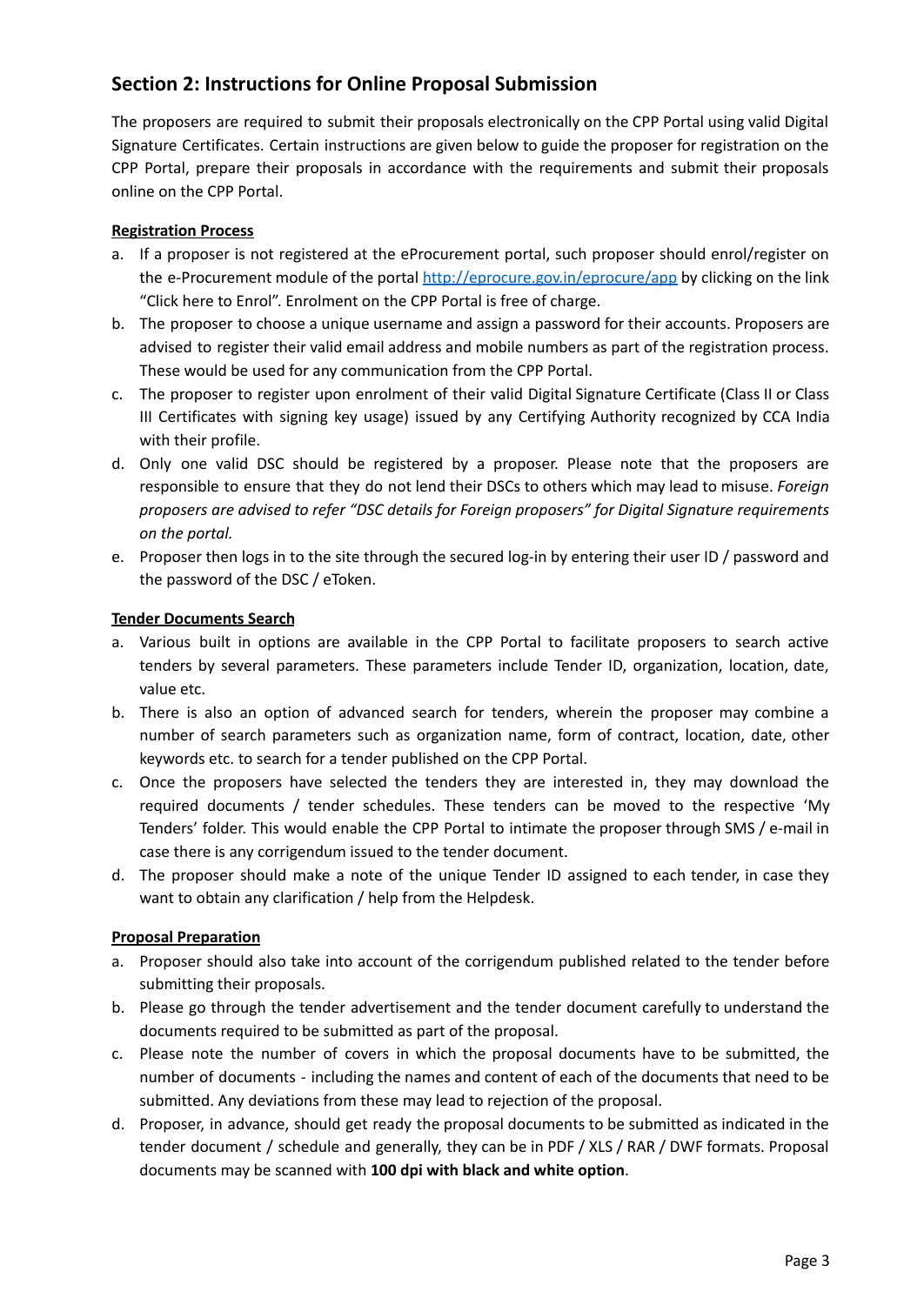## Section 2: Instructions for Online Proposal Submission

The proposers are required to submit their proposals electronically on the CPP Portal using valid Digital Signature Certificates. Certain instructions are given below to guide the proposer for registration on the CPP Portal, prepare their proposals in accordance with the requirements and submit their proposals online on the CPP Portal.

**Registration Process**

a. If a proposer is not registered at the eProcurement portal, such proposer should enrol/register on the e-Procurement module of the portal [http://eprocure.gov.in/eprocure/app](http://eprocure.gov.in/eprocure/app) by clicking on the link "Click here to Enrol". Enrolment on the CPP Portal is free of charge.
b. The proposer to choose a unique username and assign a password for their accounts. Proposers are advised to register their valid email address and mobile numbers as part of the registration process. These would be used for any communication from the CPP Portal.
c. The proposer to register upon enrolment of their valid Digital Signature Certificate (Class II or Class III Certificates with signing key usage) issued by any Certifying Authority recognized by CCA India with their profile.
d. Only one valid DSC should be registered by a proposer. Please note that the proposers are responsible to ensure that they do not lend their DSCs to others which may lead to misuse. *Foreign proposers are advised to refer "DSC details for Foreign proposers" for Digital Signature requirements on the portal.*
e. Proposer then logs in to the site through the secured log-in by entering their user ID / password and the password of the DSC / eToken.

**Tender Documents Search**

a. Various built in options are available in the CPP Portal to facilitate proposers to search active tenders by several parameters. These parameters include Tender ID, organization, location, date, value etc.
b. There is also an option of advanced search for tenders, wherein the proposer may combine a number of search parameters such as organization name, form of contract, location, date, other keywords etc. to search for a tender published on the CPP Portal.
c. Once the proposers have selected the tenders they are interested in, they may download the required documents / tender schedules. These tenders can be moved to the respective 'My Tenders' folder. This would enable the CPP Portal to intimate the proposer through SMS / e-mail in case there is any corrigendum issued to the tender document.
d. The proposer should make a note of the unique Tender ID assigned to each tender, in case they want to obtain any clarification / help from the Helpdesk.

**Proposal Preparation**

a. Proposer should also take into account of the corrigendum published related to the tender before submitting their proposals.
b. Please go through the tender advertisement and the tender document carefully to understand the documents required to be submitted as part of the proposal.
c. Please note the number of covers in which the proposal documents have to be submitted, the number of documents - including the names and content of each of the documents that need to be submitted. Any deviations from these may lead to rejection of the proposal.
d. Proposer, in advance, should get ready the proposal documents to be submitted as indicated in the tender document / schedule and generally, they can be in PDF / XLS / RAR / DWF formats. Proposal documents may be scanned with **100 dpi with black and white option**.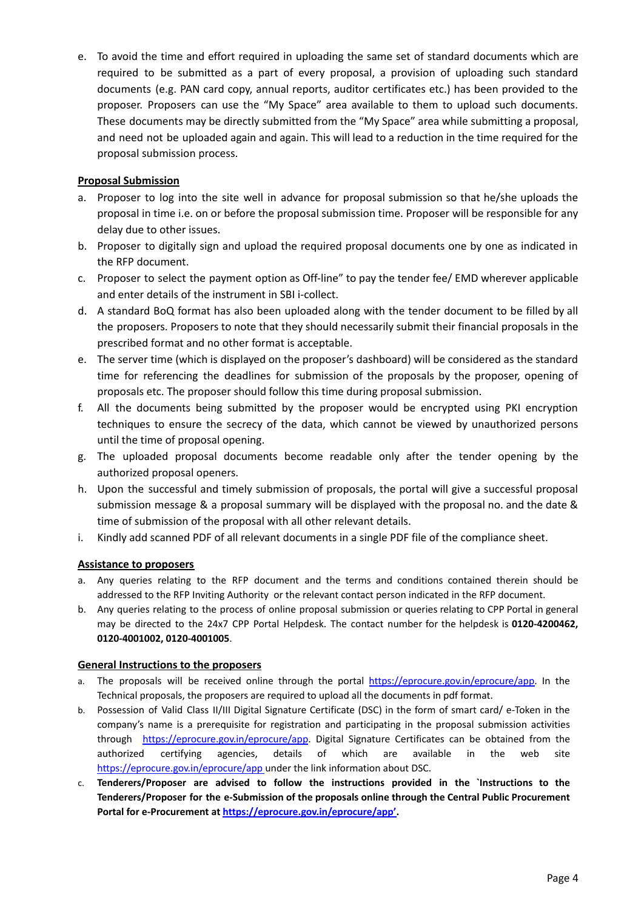e. To avoid the time and effort required in uploading the same set of standard documents which are required to be submitted as a part of every proposal, a provision of uploading such standard documents (e.g. PAN card copy, annual reports, auditor certificates etc.) has been provided to the proposer. Proposers can use the "My Space" area available to them to upload such documents. These documents may be directly submitted from the "My Space" area while submitting a proposal, and need not be uploaded again and again. This will lead to a reduction in the time required for the proposal submission process.

**Proposal Submission**

a. Proposer to log into the site well in advance for proposal submission so that he/she uploads the proposal in time i.e. on or before the proposal submission time. Proposer will be responsible for any delay due to other issues.
b. Proposer to digitally sign and upload the required proposal documents one by one as indicated in the RFP document.
c. Proposer to select the payment option as Off-line" to pay the tender fee/ EMD wherever applicable and enter details of the instrument in SBI i-collect.
d. A standard BoQ format has also been uploaded along with the tender document to be filled by all the proposers. Proposers to note that they should necessarily submit their financial proposals in the prescribed format and no other format is acceptable.
e. The server time (which is displayed on the proposer's dashboard) will be considered as the standard time for referencing the deadlines for submission of the proposals by the proposer, opening of proposals etc. The proposer should follow this time during proposal submission.
f. All the documents being submitted by the proposer would be encrypted using PKI encryption techniques to ensure the secrecy of the data, which cannot be viewed by unauthorized persons until the time of proposal opening.
g. The uploaded proposal documents become readable only after the tender opening by the authorized proposal openers.
h. Upon the successful and timely submission of proposals, the portal will give a successful proposal submission message & a proposal summary will be displayed with the proposal no. and the date & time of submission of the proposal with all other relevant details.
i. Kindly add scanned PDF of all relevant documents in a single PDF file of the compliance sheet.

**Assistance to proposers**

a. Any queries relating to the RFP document and the terms and conditions contained therein should be addressed to the RFP Inviting Authority or the relevant contact person indicated in the RFP document.
b. Any queries relating to the process of online proposal submission or queries relating to CPP Portal in general may be directed to the 24x7 CPP Portal Helpdesk. The contact number for the helpdesk is **0120-4200462, 0120-4001002, 0120-4001005**.

**General Instructions to the proposers**

a. The proposals will be received online through the portal https://eprocure.gov.in/eprocure/app. In the Technical proposals, the proposers are required to upload all the documents in pdf format.
b. Possession of Valid Class II/III Digital Signature Certificate (DSC) in the form of smart card/ e-Token in the company's name is a prerequisite for registration and participating in the proposal submission activities through https://eprocure.gov.in/eprocure/app. Digital Signature Certificates can be obtained from the authorized certifying agencies, details of which are available in the web site https://eprocure.gov.in/eprocure/app under the link information about DSC.
c. **Tenderers/Proposer are advised to follow the instructions provided in the `Instructions to the Tenderers/Proposer for the e-Submission of the proposals online through the Central Public Procurement Portal for e-Procurement at https://eprocure.gov.in/eprocure/app'.**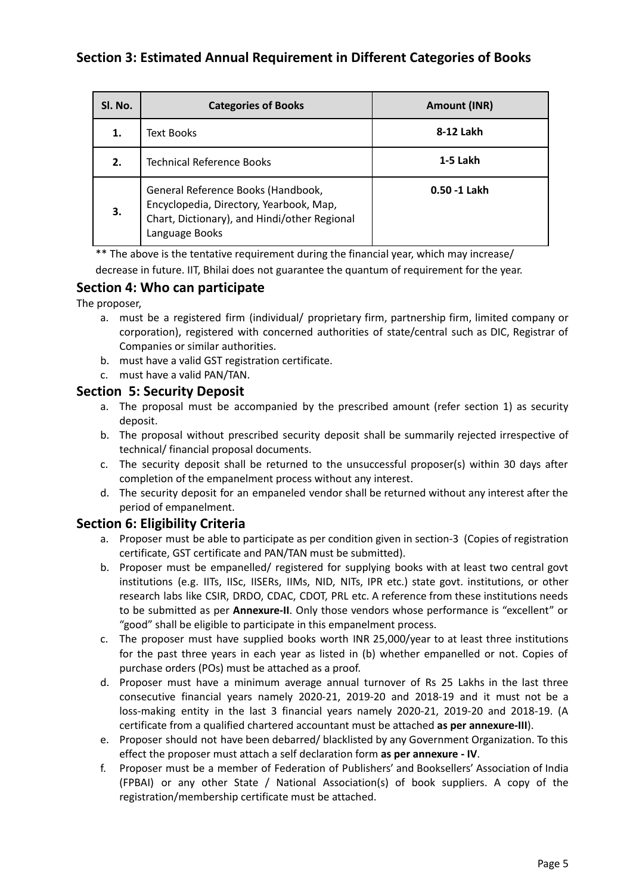## Section 3: Estimated Annual Requirement in Different Categories of Books

| Sl. No. | Categories of Books | Amount (INR) |
|---|---|---|
| **1.** | Text Books | **8-12 Lakh** |
| **2.** | Technical Reference Books | **1-5 Lakh** |
| **3.** | General Reference Books (Handbook, Encyclopedia, Directory, Yearbook, Map, Chart, Dictionary), and Hindi/other Regional Language Books | **0.50 -1 Lakh** |

** The above is the tentative requirement during the financial year, which may increase/ decrease in future. IIT, Bhilai does not guarantee the quantum of requirement for the year.

## Section 4: Who can participate

The proposer,

a. must be a registered firm (individual/ proprietary firm, partnership firm, limited company or corporation), registered with concerned authorities of state/central such as DIC, Registrar of Companies or similar authorities.
b. must have a valid GST registration certificate.
c. must have a valid PAN/TAN.

## Section 5: Security Deposit

a. The proposal must be accompanied by the prescribed amount (refer section 1) as security deposit.
b. The proposal without prescribed security deposit shall be summarily rejected irrespective of technical/ financial proposal documents.
c. The security deposit shall be returned to the unsuccessful proposer(s) within 30 days after completion of the empanelment process without any interest.
d. The security deposit for an empaneled vendor shall be returned without any interest after the period of empanelment.

## Section 6: Eligibility Criteria

a. Proposer must be able to participate as per condition given in section-3 (Copies of registration certificate, GST certificate and PAN/TAN must be submitted).
b. Proposer must be empanelled/ registered for supplying books with at least two central govt institutions (e.g. IITs, IISc, IISERs, IIMs, NID, NITs, IPR etc.) state govt. institutions, or other research labs like CSIR, DRDO, CDAC, CDOT, PRL etc. A reference from these institutions needs to be submitted as per **Annexure-II**. Only those vendors whose performance is "excellent" or "good" shall be eligible to participate in this empanelment process.
c. The proposer must have supplied books worth INR 25,000/year to at least three institutions for the past three years in each year as listed in (b) whether empanelled or not. Copies of purchase orders (POs) must be attached as a proof.
d. Proposer must have a minimum average annual turnover of Rs 25 Lakhs in the last three consecutive financial years namely 2020-21, 2019-20 and 2018-19 and it must not be a loss-making entity in the last 3 financial years namely 2020-21, 2019-20 and 2018-19. (A certificate from a qualified chartered accountant must be attached **as per annexure-III**).
e. Proposer should not have been debarred/ blacklisted by any Government Organization. To this effect the proposer must attach a self declaration form **as per annexure - IV**.
f. Proposer must be a member of Federation of Publishers' and Booksellers' Association of India (FPBAI) or any other State / National Association(s) of book suppliers. A copy of the registration/membership certificate must be attached.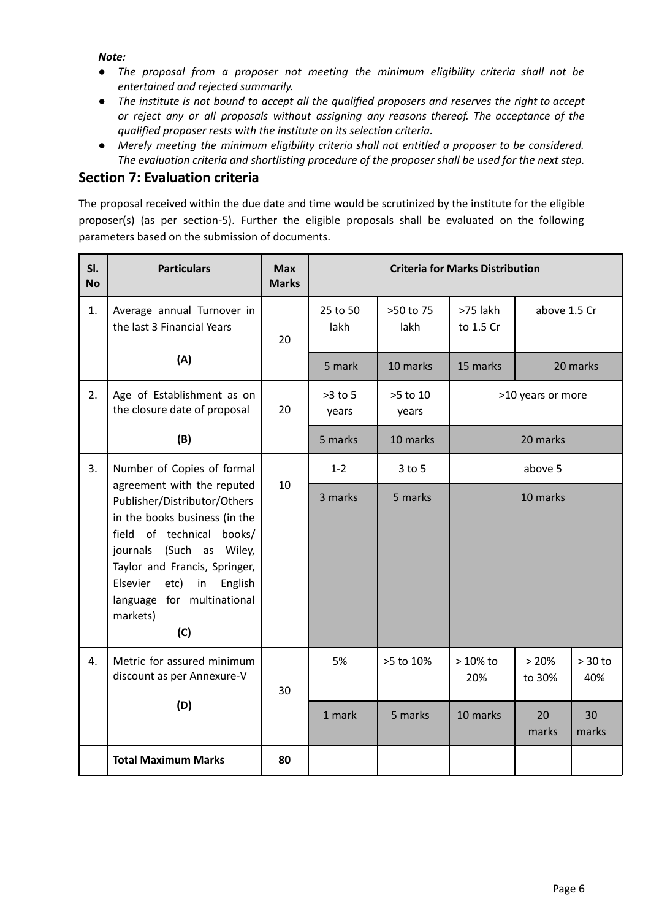***Note:***

- *The proposal from a proposer not meeting the minimum eligibility criteria shall not be entertained and rejected summarily.*
- *The institute is not bound to accept all the qualified proposers and reserves the right to accept or reject any or all proposals without assigning any reasons thereof. The acceptance of the qualified proposer rests with the institute on its selection criteria.*
- *Merely meeting the minimum eligibility criteria shall not entitled a proposer to be considered. The evaluation criteria and shortlisting procedure of the proposer shall be used for the next step.*

## Section 7: Evaluation criteria

The proposal received within the due date and time would be scrutinized by the institute for the eligible proposer(s) (as per section-5). Further the eligible proposals shall be evaluated on the following parameters based on the submission of documents.

| Sl. No | Particulars | Max Marks | Criteria for Marks Distribution | | | | |
|---|---|---|---|---|---|---|---|
| 1. | Average annual Turnover in the last 3 Financial Years | 20 | 25 to 50 lakh | >50 to 75 lakh | >75 lakh to 1.5 Cr | above 1.5 Cr | |
| | **(A)** | | 5 mark | 10 marks | 15 marks | 20 marks | |
| 2. | Age of Establishment as on the closure date of proposal | 20 | >3 to 5 years | >5 to 10 years | >10 years or more | | |
| | **(B)** | | 5 marks | 10 marks | 20 marks | | |
| 3. | Number of Copies of formal agreement with the reputed Publisher/Distributor/Others in the books business (in the field of technical books/ journals (Such as Wiley, Taylor and Francis, Springer, Elsevier etc) in English language for multinational markets) **(C)** | 10 | 1-2 | 3 to 5 | above 5 | | |
| | | | 3 marks | 5 marks | 10 marks | | |
| 4. | Metric for assured minimum discount as per Annexure-V | 30 | 5% | >5 to 10% | > 10% to 20% | > 20% to 30% | > 30 to 40% |
| | **(D)** | | 1 mark | 5 marks | 10 marks | 20 marks | 30 marks |
| | **Total Maximum Marks** | **80** | | | | | |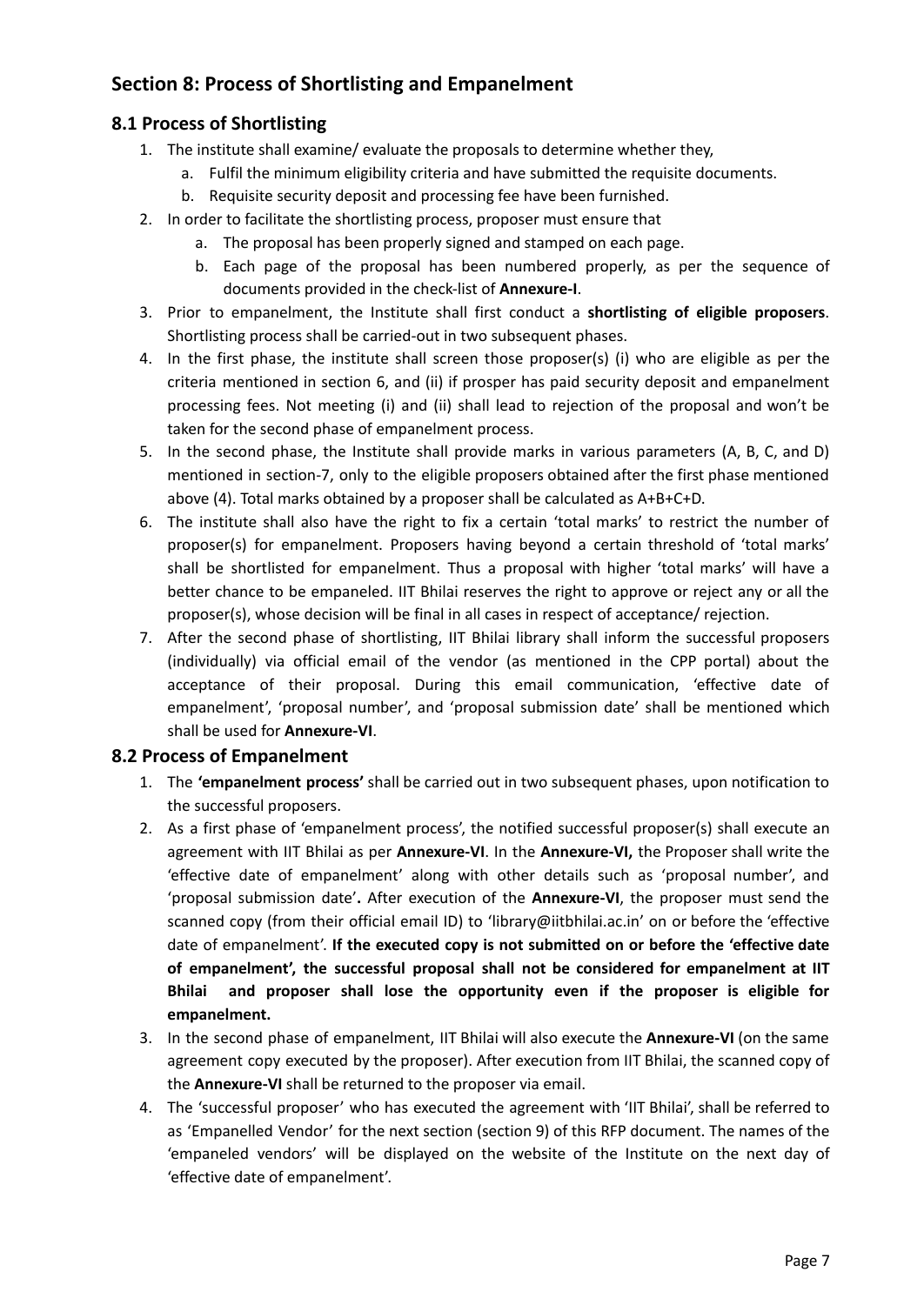## Section 8: Process of Shortlisting and Empanelment

### 8.1 Process of Shortlisting

1. The institute shall examine/ evaluate the proposals to determine whether they,
    a. Fulfil the minimum eligibility criteria and have submitted the requisite documents.
    b. Requisite security deposit and processing fee have been furnished.
2. In order to facilitate the shortlisting process, proposer must ensure that
    a. The proposal has been properly signed and stamped on each page.
    b. Each page of the proposal has been numbered properly, as per the sequence of documents provided in the check-list of **Annexure-I**.
3. Prior to empanelment, the Institute shall first conduct a **shortlisting of eligible proposers**. Shortlisting process shall be carried-out in two subsequent phases.
4. In the first phase, the institute shall screen those proposer(s) (i) who are eligible as per the criteria mentioned in section 6, and (ii) if prosper has paid security deposit and empanelment processing fees. Not meeting (i) and (ii) shall lead to rejection of the proposal and won't be taken for the second phase of empanelment process.
5. In the second phase, the Institute shall provide marks in various parameters (A, B, C, and D) mentioned in section-7, only to the eligible proposers obtained after the first phase mentioned above (4). Total marks obtained by a proposer shall be calculated as A+B+C+D.
6. The institute shall also have the right to fix a certain 'total marks' to restrict the number of proposer(s) for empanelment. Proposers having beyond a certain threshold of 'total marks' shall be shortlisted for empanelment. Thus a proposal with higher 'total marks' will have a better chance to be empaneled. IIT Bhilai reserves the right to approve or reject any or all the proposer(s), whose decision will be final in all cases in respect of acceptance/ rejection.
7. After the second phase of shortlisting, IIT Bhilai library shall inform the successful proposers (individually) via official email of the vendor (as mentioned in the CPP portal) about the acceptance of their proposal. During this email communication, 'effective date of empanelment', 'proposal number', and 'proposal submission date' shall be mentioned which shall be used for **Annexure-VI**.

### 8.2 Process of Empanelment

1. The **'empanelment process'** shall be carried out in two subsequent phases, upon notification to the successful proposers.
2. As a first phase of 'empanelment process', the notified successful proposer(s) shall execute an agreement with IIT Bhilai as per **Annexure-VI**. In the **Annexure-VI,** the Proposer shall write the 'effective date of empanelment' along with other details such as 'proposal number', and 'proposal submission date'**.** After execution of the **Annexure-VI**, the proposer must send the scanned copy (from their official email ID) to 'library@iitbhilai.ac.in' on or before the 'effective date of empanelment'. **If the executed copy is not submitted on or before the 'effective date of empanelment', the successful proposal shall not be considered for empanelment at IIT Bhilai and proposer shall lose the opportunity even if the proposer is eligible for empanelment.**
3. In the second phase of empanelment, IIT Bhilai will also execute the **Annexure-VI** (on the same agreement copy executed by the proposer). After execution from IIT Bhilai, the scanned copy of the **Annexure-VI** shall be returned to the proposer via email.
4. The 'successful proposer' who has executed the agreement with 'IIT Bhilai', shall be referred to as 'Empanelled Vendor' for the next section (section 9) of this RFP document. The names of the 'empaneled vendors' will be displayed on the website of the Institute on the next day of 'effective date of empanelment'.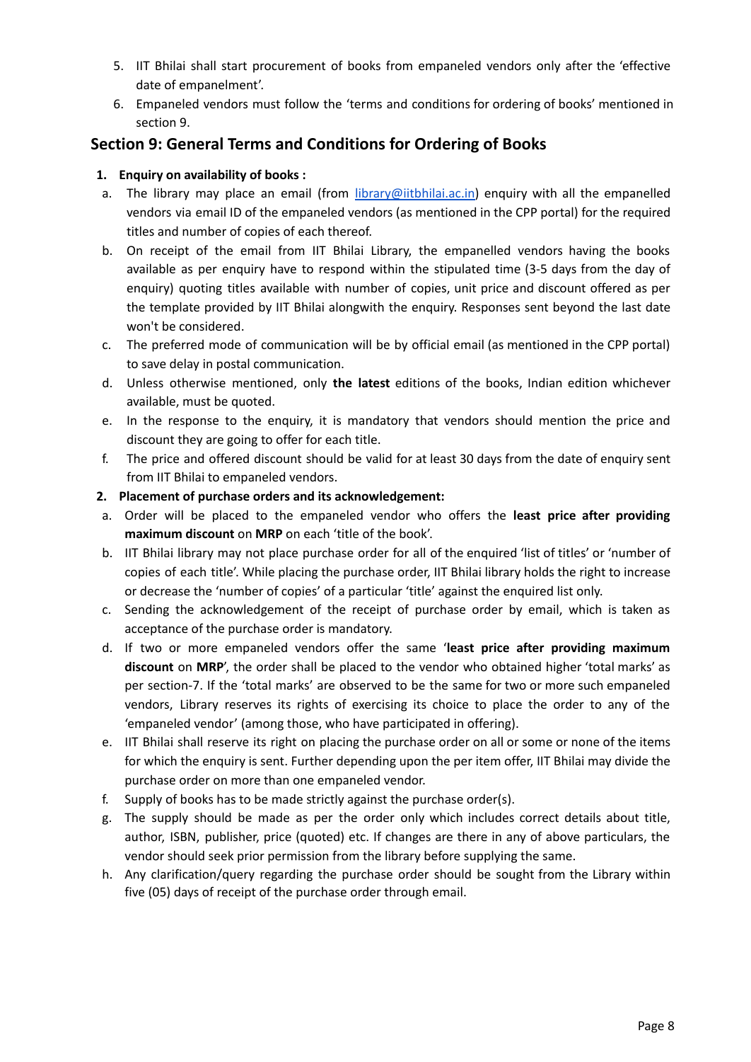5. IIT Bhilai shall start procurement of books from empaneled vendors only after the 'effective date of empanelment'.
6. Empaneled vendors must follow the 'terms and conditions for ordering of books' mentioned in section 9.

## Section 9: General Terms and Conditions for Ordering of Books

**1. Enquiry on availability of books :**

a. The library may place an email (from library@iitbhilai.ac.in) enquiry with all the empanelled vendors via email ID of the empaneled vendors (as mentioned in the CPP portal) for the required titles and number of copies of each thereof.

b. On receipt of the email from IIT Bhilai Library, the empanelled vendors having the books available as per enquiry have to respond within the stipulated time (3-5 days from the day of enquiry) quoting titles available with number of copies, unit price and discount offered as per the template provided by IIT Bhilai alongwith the enquiry. Responses sent beyond the last date won't be considered.

c. The preferred mode of communication will be by official email (as mentioned in the CPP portal) to save delay in postal communication.

d. Unless otherwise mentioned, only **the latest** editions of the books, Indian edition whichever available, must be quoted.

e. In the response to the enquiry, it is mandatory that vendors should mention the price and discount they are going to offer for each title.

f. The price and offered discount should be valid for at least 30 days from the date of enquiry sent from IIT Bhilai to empaneled vendors.

**2. Placement of purchase orders and its acknowledgement:**

a. Order will be placed to the empaneled vendor who offers the **least price after providing maximum discount** on **MRP** on each 'title of the book'.

b. IIT Bhilai library may not place purchase order for all of the enquired 'list of titles' or 'number of copies of each title'. While placing the purchase order, IIT Bhilai library holds the right to increase or decrease the 'number of copies' of a particular 'title' against the enquired list only.

c. Sending the acknowledgement of the receipt of purchase order by email, which is taken as acceptance of the purchase order is mandatory.

d. If two or more empaneled vendors offer the same '**least price after providing maximum discount** on **MRP**', the order shall be placed to the vendor who obtained higher 'total marks' as per section-7. If the 'total marks' are observed to be the same for two or more such empaneled vendors, Library reserves its rights of exercising its choice to place the order to any of the 'empaneled vendor' (among those, who have participated in offering).

e. IIT Bhilai shall reserve its right on placing the purchase order on all or some or none of the items for which the enquiry is sent. Further depending upon the per item offer, IIT Bhilai may divide the purchase order on more than one empaneled vendor.

f. Supply of books has to be made strictly against the purchase order(s).

g. The supply should be made as per the order only which includes correct details about title, author, ISBN, publisher, price (quoted) etc. If changes are there in any of above particulars, the vendor should seek prior permission from the library before supplying the same.

h. Any clarification/query regarding the purchase order should be sought from the Library within five (05) days of receipt of the purchase order through email.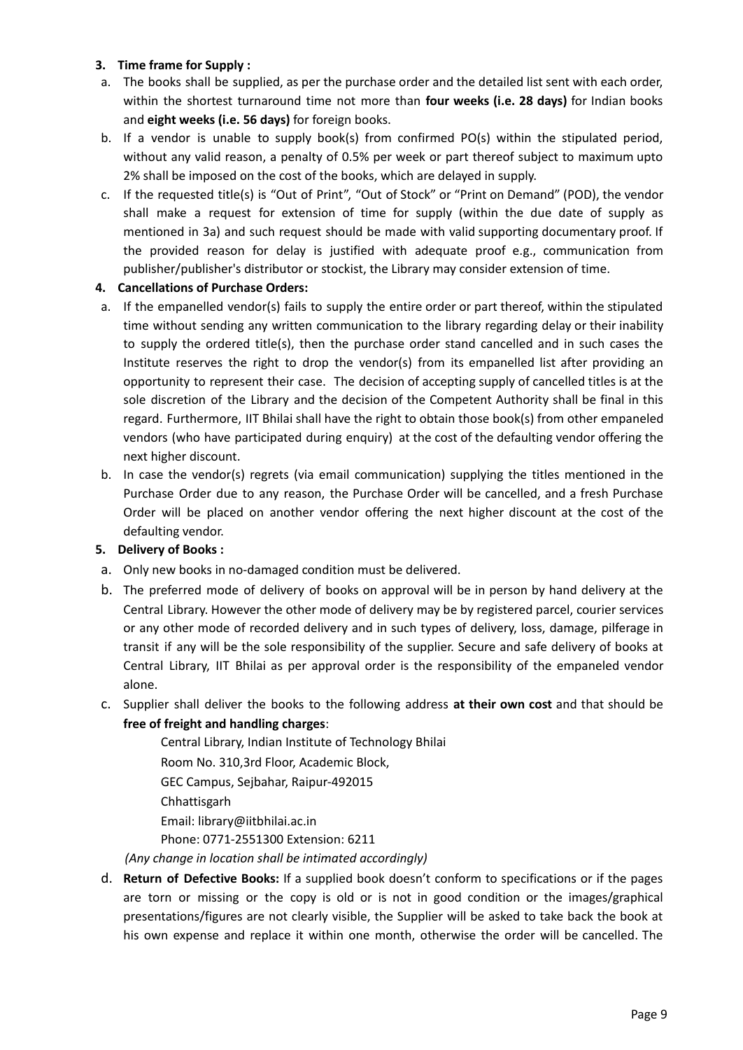**3. Time frame for Supply :**

a. The books shall be supplied, as per the purchase order and the detailed list sent with each order, within the shortest turnaround time not more than **four weeks (i.e. 28 days)** for Indian books and **eight weeks (i.e. 56 days)** for foreign books.

b. If a vendor is unable to supply book(s) from confirmed PO(s) within the stipulated period, without any valid reason, a penalty of 0.5% per week or part thereof subject to maximum upto 2% shall be imposed on the cost of the books, which are delayed in supply.

c. If the requested title(s) is "Out of Print", "Out of Stock" or "Print on Demand" (POD), the vendor shall make a request for extension of time for supply (within the due date of supply as mentioned in 3a) and such request should be made with valid supporting documentary proof. If the provided reason for delay is justified with adequate proof e.g., communication from publisher/publisher's distributor or stockist, the Library may consider extension of time.

**4. Cancellations of Purchase Orders:**

a. If the empanelled vendor(s) fails to supply the entire order or part thereof, within the stipulated time without sending any written communication to the library regarding delay or their inability to supply the ordered title(s), then the purchase order stand cancelled and in such cases the Institute reserves the right to drop the vendor(s) from its empanelled list after providing an opportunity to represent their case. The decision of accepting supply of cancelled titles is at the sole discretion of the Library and the decision of the Competent Authority shall be final in this regard. Furthermore, IIT Bhilai shall have the right to obtain those book(s) from other empaneled vendors (who have participated during enquiry) at the cost of the defaulting vendor offering the next higher discount.

b. In case the vendor(s) regrets (via email communication) supplying the titles mentioned in the Purchase Order due to any reason, the Purchase Order will be cancelled, and a fresh Purchase Order will be placed on another vendor offering the next higher discount at the cost of the defaulting vendor.

**5. Delivery of Books :**

a. Only new books in no-damaged condition must be delivered.

b. The preferred mode of delivery of books on approval will be in person by hand delivery at the Central Library. However the other mode of delivery may be by registered parcel, courier services or any other mode of recorded delivery and in such types of delivery, loss, damage, pilferage in transit if any will be the sole responsibility of the supplier. Secure and safe delivery of books at Central Library, IIT Bhilai as per approval order is the responsibility of the empaneled vendor alone.

c. Supplier shall deliver the books to the following address **at their own cost** and that should be **free of freight and handling charges**:

   Central Library, Indian Institute of Technology Bhilai
   Room No. 310,3rd Floor, Academic Block,
   GEC Campus, Sejbahar, Raipur-492015
   Chhattisgarh
   Email: library@iitbhilai.ac.in
   Phone: 0771-2551300 Extension: 6211

   *(Any change in location shall be intimated accordingly)*

d. **Return of Defective Books:** If a supplied book doesn't conform to specifications or if the pages are torn or missing or the copy is old or is not in good condition or the images/graphical presentations/figures are not clearly visible, the Supplier will be asked to take back the book at his own expense and replace it within one month, otherwise the order will be cancelled. The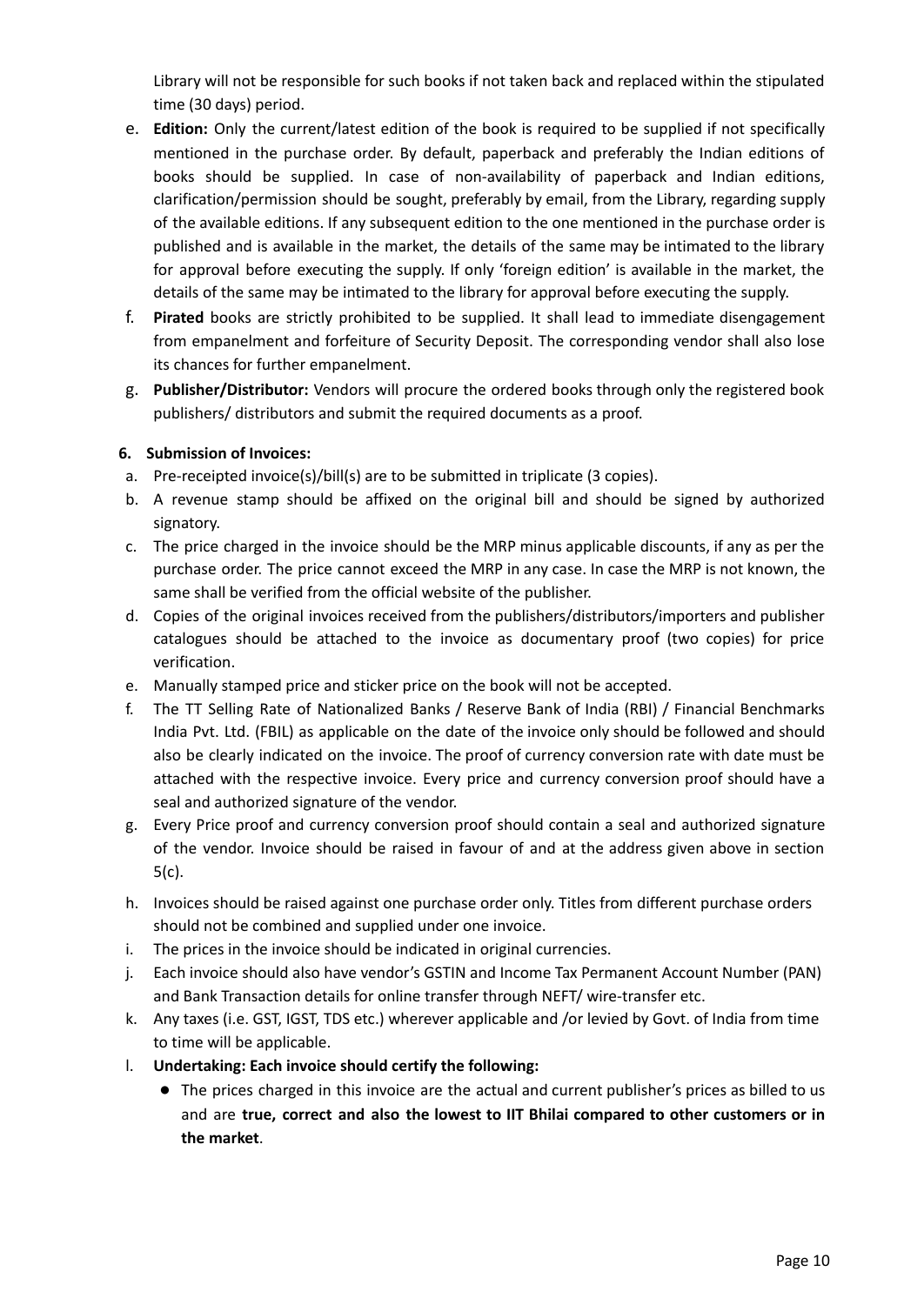Library will not be responsible for such books if not taken back and replaced within the stipulated time (30 days) period.

e. **Edition:** Only the current/latest edition of the book is required to be supplied if not specifically mentioned in the purchase order. By default, paperback and preferably the Indian editions of books should be supplied. In case of non-availability of paperback and Indian editions, clarification/permission should be sought, preferably by email, from the Library, regarding supply of the available editions. If any subsequent edition to the one mentioned in the purchase order is published and is available in the market, the details of the same may be intimated to the library for approval before executing the supply. If only 'foreign edition' is available in the market, the details of the same may be intimated to the library for approval before executing the supply.

f. **Pirated** books are strictly prohibited to be supplied. It shall lead to immediate disengagement from empanelment and forfeiture of Security Deposit. The corresponding vendor shall also lose its chances for further empanelment.

g. **Publisher/Distributor:** Vendors will procure the ordered books through only the registered book publishers/ distributors and submit the required documents as a proof.

**6. Submission of Invoices:**

a. Pre-receipted invoice(s)/bill(s) are to be submitted in triplicate (3 copies).

b. A revenue stamp should be affixed on the original bill and should be signed by authorized signatory.

c. The price charged in the invoice should be the MRP minus applicable discounts, if any as per the purchase order. The price cannot exceed the MRP in any case. In case the MRP is not known, the same shall be verified from the official website of the publisher.

d. Copies of the original invoices received from the publishers/distributors/importers and publisher catalogues should be attached to the invoice as documentary proof (two copies) for price verification.

e. Manually stamped price and sticker price on the book will not be accepted.

f. The TT Selling Rate of Nationalized Banks / Reserve Bank of India (RBI) / Financial Benchmarks India Pvt. Ltd. (FBIL) as applicable on the date of the invoice only should be followed and should also be clearly indicated on the invoice. The proof of currency conversion rate with date must be attached with the respective invoice. Every price and currency conversion proof should have a seal and authorized signature of the vendor.

g. Every Price proof and currency conversion proof should contain a seal and authorized signature of the vendor. Invoice should be raised in favour of and at the address given above in section 5(c).

h. Invoices should be raised against one purchase order only. Titles from different purchase orders should not be combined and supplied under one invoice.

i. The prices in the invoice should be indicated in original currencies.

j. Each invoice should also have vendor's GSTIN and Income Tax Permanent Account Number (PAN) and Bank Transaction details for online transfer through NEFT/ wire-transfer etc.

k. Any taxes (i.e. GST, IGST, TDS etc.) wherever applicable and /or levied by Govt. of India from time to time will be applicable.

l. **Undertaking: Each invoice should certify the following:**

- The prices charged in this invoice are the actual and current publisher's prices as billed to us and are **true, correct and also the lowest to IIT Bhilai compared to other customers or in the market**.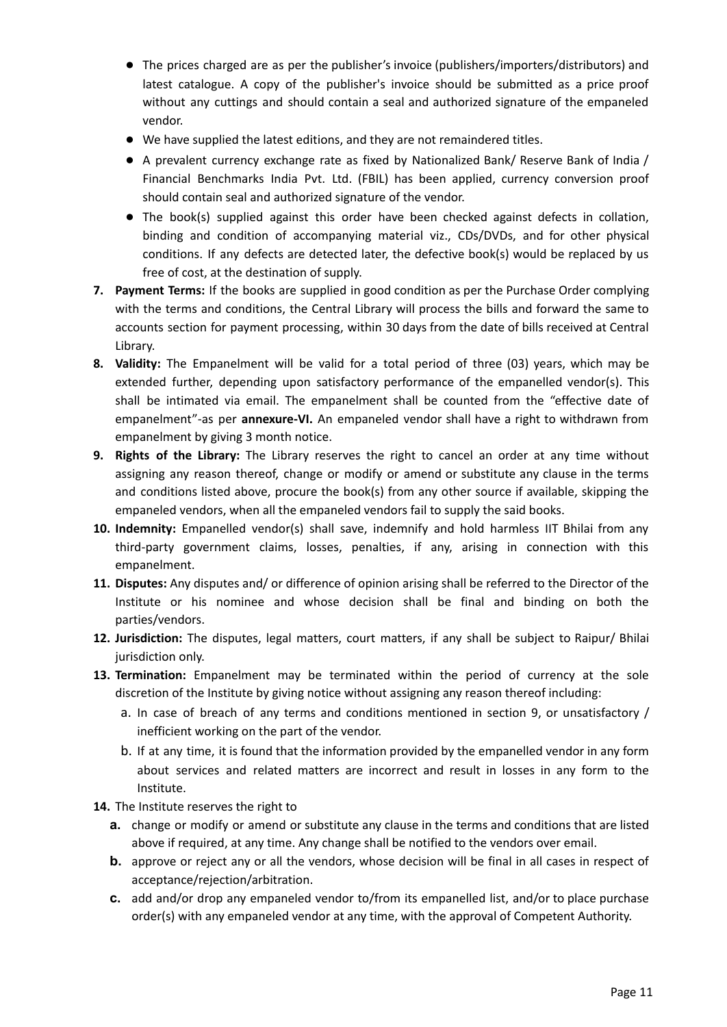- The prices charged are as per the publisher's invoice (publishers/importers/distributors) and latest catalogue. A copy of the publisher's invoice should be submitted as a price proof without any cuttings and should contain a seal and authorized signature of the empaneled vendor.
- We have supplied the latest editions, and they are not remaindered titles.
- A prevalent currency exchange rate as fixed by Nationalized Bank/ Reserve Bank of India / Financial Benchmarks India Pvt. Ltd. (FBIL) has been applied, currency conversion proof should contain seal and authorized signature of the vendor.
- The book(s) supplied against this order have been checked against defects in collation, binding and condition of accompanying material viz., CDs/DVDs, and for other physical conditions. If any defects are detected later, the defective book(s) would be replaced by us free of cost, at the destination of supply.

7. **Payment Terms:** If the books are supplied in good condition as per the Purchase Order complying with the terms and conditions, the Central Library will process the bills and forward the same to accounts section for payment processing, within 30 days from the date of bills received at Central Library.
8. **Validity:** The Empanelment will be valid for a total period of three (03) years, which may be extended further, depending upon satisfactory performance of the empanelled vendor(s). This shall be intimated via email. The empanelment shall be counted from the "effective date of empanelment"-as per **annexure-VI.** An empaneled vendor shall have a right to withdrawn from empanelment by giving 3 month notice.
9. **Rights of the Library:** The Library reserves the right to cancel an order at any time without assigning any reason thereof, change or modify or amend or substitute any clause in the terms and conditions listed above, procure the book(s) from any other source if available, skipping the empaneled vendors, when all the empaneled vendors fail to supply the said books.
10. **Indemnity:** Empanelled vendor(s) shall save, indemnify and hold harmless IIT Bhilai from any third-party government claims, losses, penalties, if any, arising in connection with this empanelment.
11. **Disputes:** Any disputes and/ or difference of opinion arising shall be referred to the Director of the Institute or his nominee and whose decision shall be final and binding on both the parties/vendors.
12. **Jurisdiction:** The disputes, legal matters, court matters, if any shall be subject to Raipur/ Bhilai jurisdiction only.
13. **Termination:** Empanelment may be terminated within the period of currency at the sole discretion of the Institute by giving notice without assigning any reason thereof including:
    a. In case of breach of any terms and conditions mentioned in section 9, or unsatisfactory / inefficient working on the part of the vendor.
    b. If at any time, it is found that the information provided by the empanelled vendor in any form about services and related matters are incorrect and result in losses in any form to the Institute.
14. The Institute reserves the right to
    **a.** change or modify or amend or substitute any clause in the terms and conditions that are listed above if required, at any time. Any change shall be notified to the vendors over email.
    **b.** approve or reject any or all the vendors, whose decision will be final in all cases in respect of acceptance/rejection/arbitration.
    **c.** add and/or drop any empaneled vendor to/from its empanelled list, and/or to place purchase order(s) with any empaneled vendor at any time, with the approval of Competent Authority.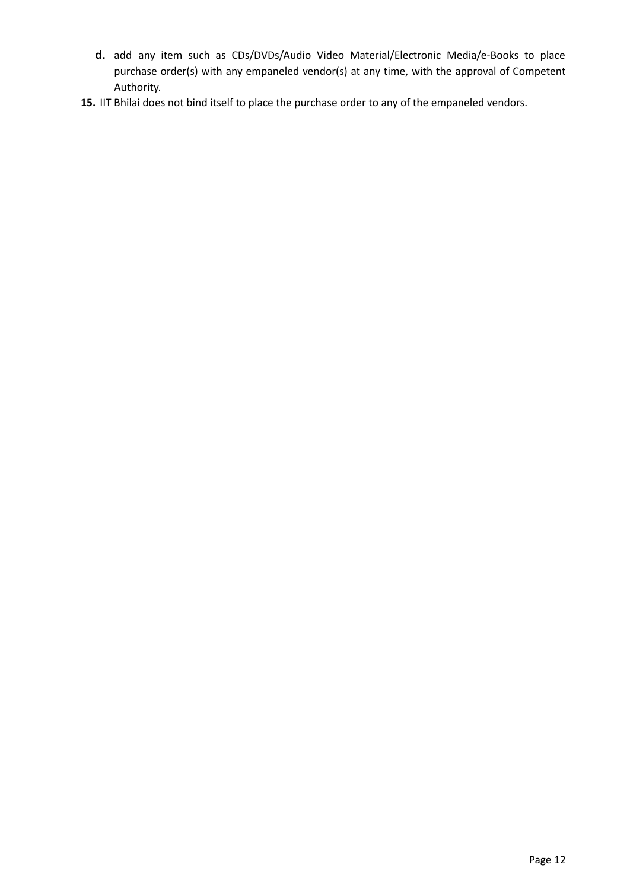d. add any item such as CDs/DVDs/Audio Video Material/Electronic Media/e-Books to place purchase order(s) with any empaneled vendor(s) at any time, with the approval of Competent Authority.

15. IIT Bhilai does not bind itself to place the purchase order to any of the empaneled vendors.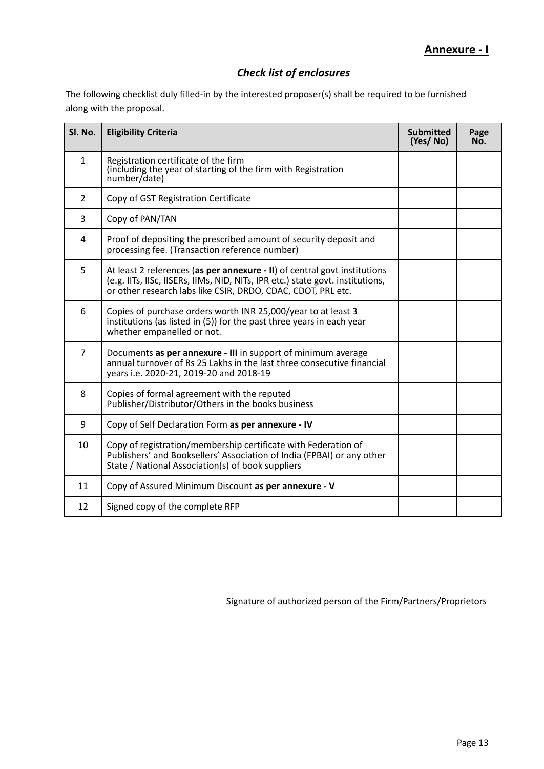## Annexure - I

### *Check list of enclosures*

The following checklist duly filled-in by the interested proposer(s) shall be required to be furnished along with the proposal.

| Sl. No. | Eligibility Criteria | Submitted (Yes/ No) | Page No. |
|---|---|---|---|
| 1 | Registration certificate of the firm (including the year of starting of the firm with Registration number/date) | | |
| 2 | Copy of GST Registration Certificate | | |
| 3 | Copy of PAN/TAN | | |
| 4 | Proof of depositing the prescribed amount of security deposit and processing fee. (Transaction reference number) | | |
| 5 | At least 2 references (**as per annexure - II**) of central govt institutions (e.g. IITs, IISc, IISERs, IIMs, NID, NITs, IPR etc.) state govt. institutions, or other research labs like CSIR, DRDO, CDAC, CDOT, PRL etc. | | |
| 6 | Copies of purchase orders worth INR 25,000/year to at least 3 institutions (as listed in (5)) for the past three years in each year whether empanelled or not. | | |
| 7 | Documents **as per annexure - III** in support of minimum average annual turnover of Rs 25 Lakhs in the last three consecutive financial years i.e. 2020-21, 2019-20 and 2018-19 | | |
| 8 | Copies of formal agreement with the reputed Publisher/Distributor/Others in the books business | | |
| 9 | Copy of Self Declaration Form **as per annexure - IV** | | |
| 10 | Copy of registration/membership certificate with Federation of Publishers' and Booksellers' Association of India (FPBAI) or any other State / National Association(s) of book suppliers | | |
| 11 | Copy of Assured Minimum Discount **as per annexure - V** | | |
| 12 | Signed copy of the complete RFP | | |

Signature of authorized person of the Firm/Partners/Proprietors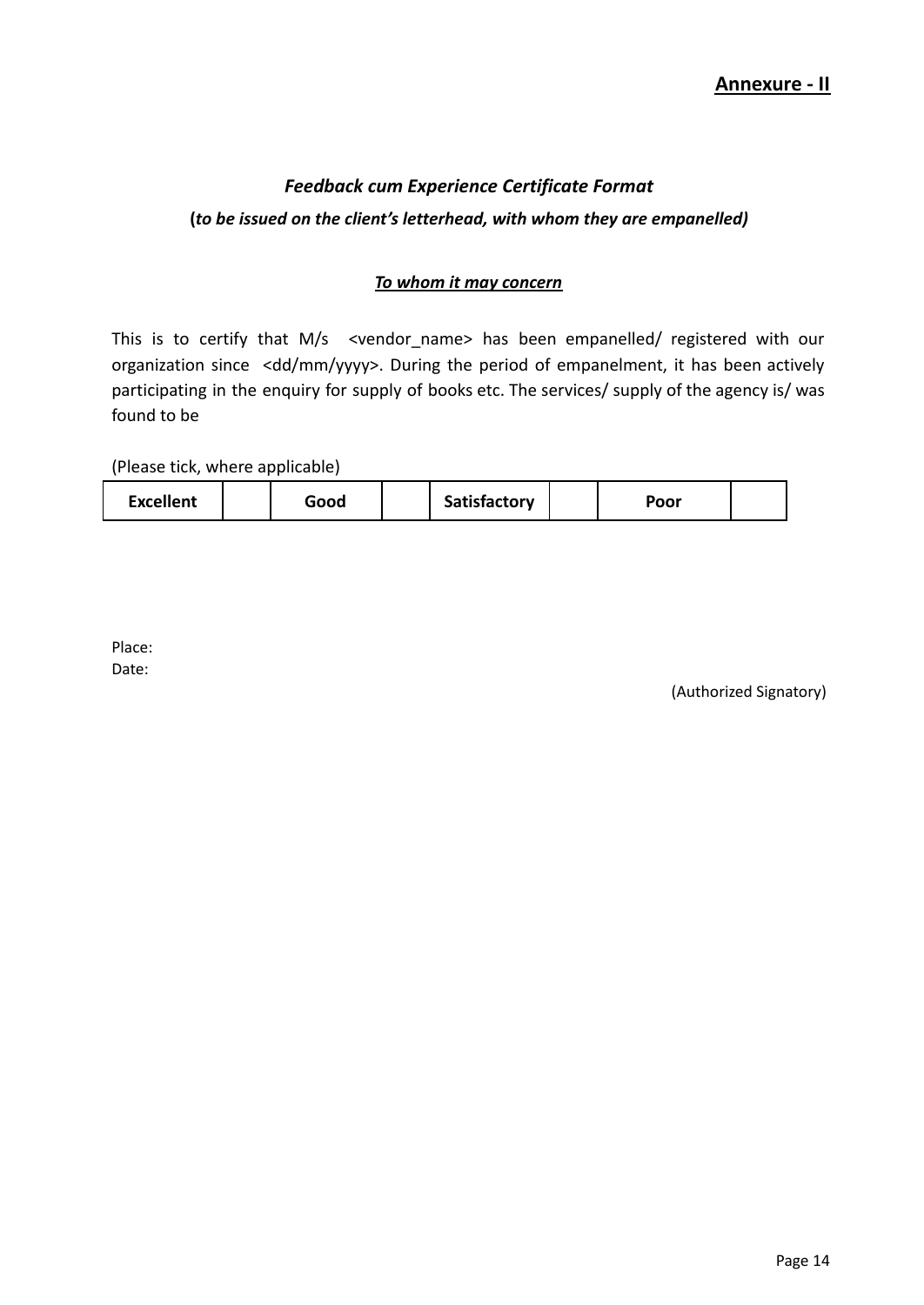**Annexure - II**

## *Feedback cum Experience Certificate Format*

**(*to be issued on the client's letterhead, with whom they are empanelled)***

***To whom it may concern***

This is to certify that M/s <vendor_name> has been empanelled/ registered with our organization since <dd/mm/yyyy>. During the period of empanelment, it has been actively participating in the enquiry for supply of books etc. The services/ supply of the agency is/ was found to be

(Please tick, where applicable)

| **Excellent** | | **Good** | | **Satisfactory** | | **Poor** | |
|---|---|---|---|---|---|---|---|

Place:
Date:

(Authorized Signatory)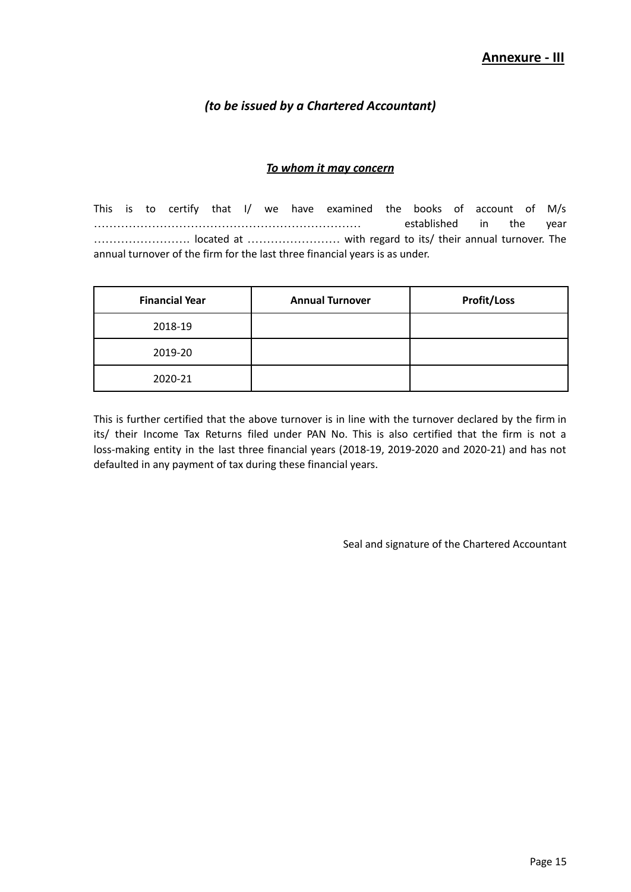**Annexure - III**

***(to be issued by a Chartered Accountant)***

***To whom it may concern***

This is to certify that I/ we have examined the books of account of M/s …………………………………………………………… established in the year ……………………. located at …………………… with regard to its/ their annual turnover. The annual turnover of the firm for the last three financial years is as under.

| Financial Year | Annual Turnover | Profit/Loss |
|---|---|---|
| 2018-19 | | |
| 2019-20 | | |
| 2020-21 | | |

This is further certified that the above turnover is in line with the turnover declared by the firm in its/ their Income Tax Returns filed under PAN No. This is also certified that the firm is not a loss-making entity in the last three financial years (2018-19, 2019-2020 and 2020-21) and has not defaulted in any payment of tax during these financial years.

Seal and signature of the Chartered Accountant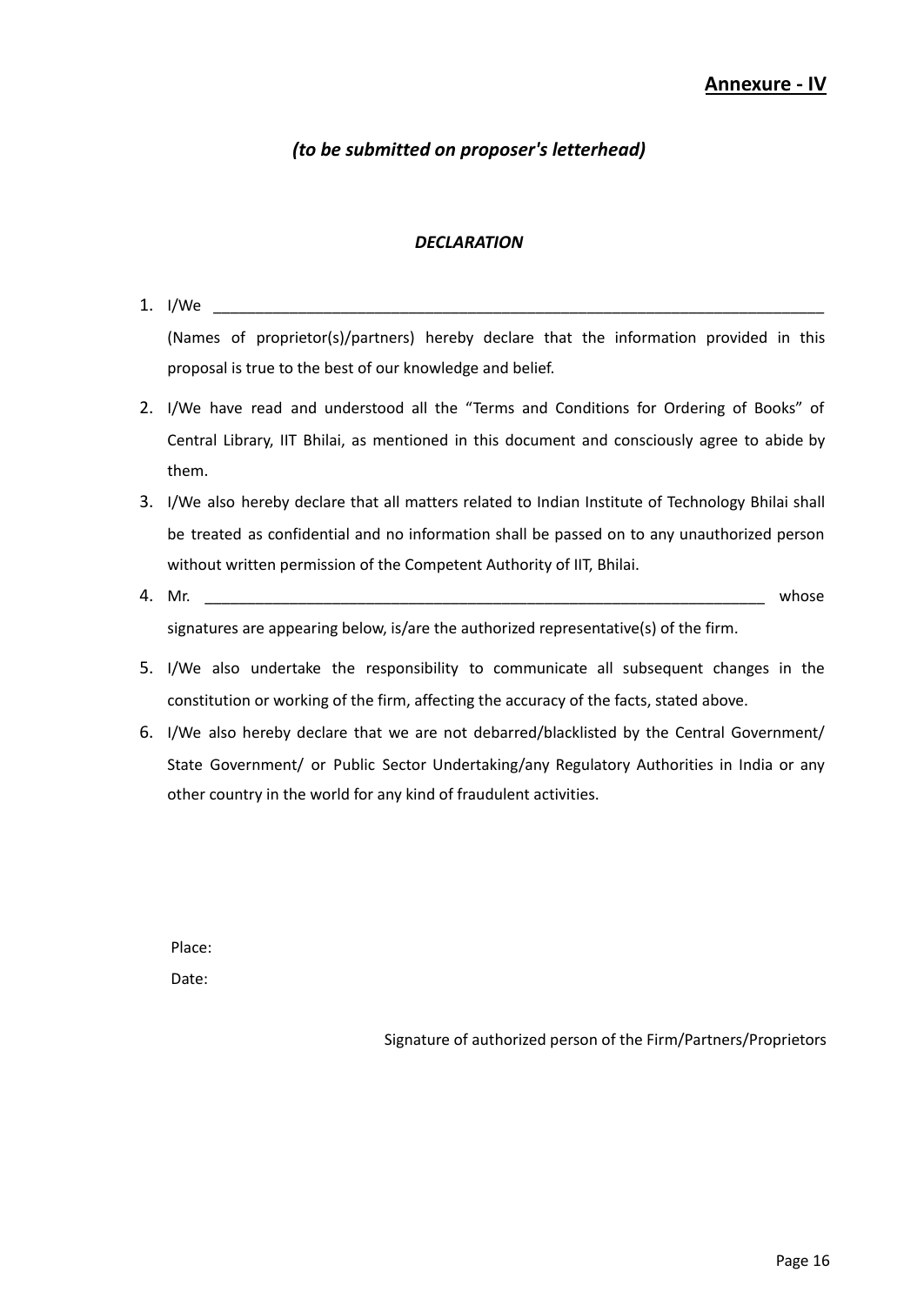**Annexure - IV**

***(to be submitted on proposer's letterhead)***

***DECLARATION***

1. I/We ___________________________________________________________________________ (Names of proprietor(s)/partners) hereby declare that the information provided in this proposal is true to the best of our knowledge and belief.
2. I/We have read and understood all the "Terms and Conditions for Ordering of Books" of Central Library, IIT Bhilai, as mentioned in this document and consciously agree to abide by them.
3. I/We also hereby declare that all matters related to Indian Institute of Technology Bhilai shall be treated as confidential and no information shall be passed on to any unauthorized person without written permission of the Competent Authority of IIT, Bhilai.
4. Mr. _____________________________________________________________________ whose signatures are appearing below, is/are the authorized representative(s) of the firm.
5. I/We also undertake the responsibility to communicate all subsequent changes in the constitution or working of the firm, affecting the accuracy of the facts, stated above.
6. I/We also hereby declare that we are not debarred/blacklisted by the Central Government/ State Government/ or Public Sector Undertaking/any Regulatory Authorities in India or any other country in the world for any kind of fraudulent activities.

Place:

Date:

Signature of authorized person of the Firm/Partners/Proprietors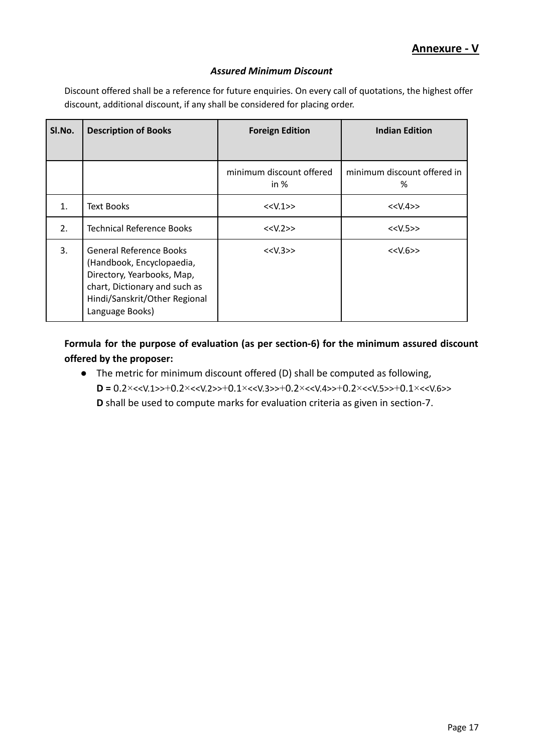## Annexure - V

### *Assured Minimum Discount*

Discount offered shall be a reference for future enquiries. On every call of quotations, the highest offer discount, additional discount, if any shall be considered for placing order.

| Sl.No. | Description of Books | Foreign Edition | Indian Edition |
|---|---|---|---|
| | | minimum discount offered in % | minimum discount offered in % |
| 1. | Text Books | <<V.1>> | <<V.4>> |
| 2. | Technical Reference Books | <<V.2>> | <<V.5>> |
| 3. | General Reference Books (Handbook, Encyclopaedia, Directory, Yearbooks, Map, chart, Dictionary and such as Hindi/Sanskrit/Other Regional Language Books) | <<V.3>> | <<V.6>> |

**Formula for the purpose of evaluation (as per section-6) for the minimum assured discount offered by the proposer:**

- The metric for minimum discount offered (D) shall be computed as following,
  **D =** 0.2×<<V.1>>+0.2×<<V.2>>+0.1×<<V.3>>+0.2×<<V.4>>+0.2×<<V.5>>+0.1×<<V.6>>
  **D** shall be used to compute marks for evaluation criteria as given in section-7.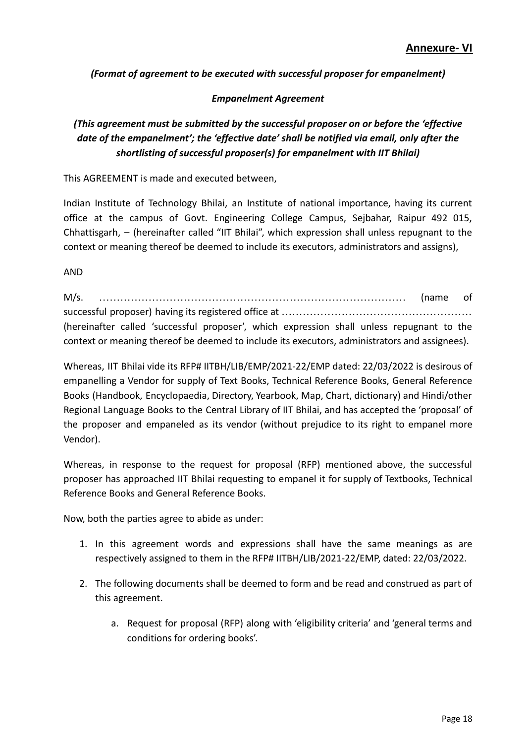**Annexure- VI**

***(Format of agreement to be executed with successful proposer for empanelment)***

***Empanelment Agreement***

***(This agreement must be submitted by the successful proposer on or before the 'effective date of the empanelment'; the 'effective date' shall be notified via email, only after the shortlisting of successful proposer(s) for empanelment with IIT Bhilai)***

This AGREEMENT is made and executed between,

Indian Institute of Technology Bhilai, an Institute of national importance, having its current office at the campus of Govt. Engineering College Campus, Sejbahar, Raipur 492 015, Chhattisgarh, – (hereinafter called "IIT Bhilai", which expression shall unless repugnant to the context or meaning thereof be deemed to include its executors, administrators and assigns),

AND

M/s. ……………………………………………………………………………… (name of successful proposer) having its registered office at ……………………………………………… (hereinafter called 'successful proposer', which expression shall unless repugnant to the context or meaning thereof be deemed to include its executors, administrators and assignees).

Whereas, IIT Bhilai vide its RFP# IITBH/LIB/EMP/2021-22/EMP dated: 22/03/2022 is desirous of empanelling a Vendor for supply of Text Books, Technical Reference Books, General Reference Books (Handbook, Encyclopaedia, Directory, Yearbook, Map, Chart, dictionary) and Hindi/other Regional Language Books to the Central Library of IIT Bhilai, and has accepted the 'proposal' of the proposer and empaneled as its vendor (without prejudice to its right to empanel more Vendor).

Whereas, in response to the request for proposal (RFP) mentioned above, the successful proposer has approached IIT Bhilai requesting to empanel it for supply of Textbooks, Technical Reference Books and General Reference Books.

Now, both the parties agree to abide as under:

1. In this agreement words and expressions shall have the same meanings as are respectively assigned to them in the RFP# IITBH/LIB/2021-22/EMP, dated: 22/03/2022.
2. The following documents shall be deemed to form and be read and construed as part of this agreement.
   a. Request for proposal (RFP) along with 'eligibility criteria' and 'general terms and conditions for ordering books'.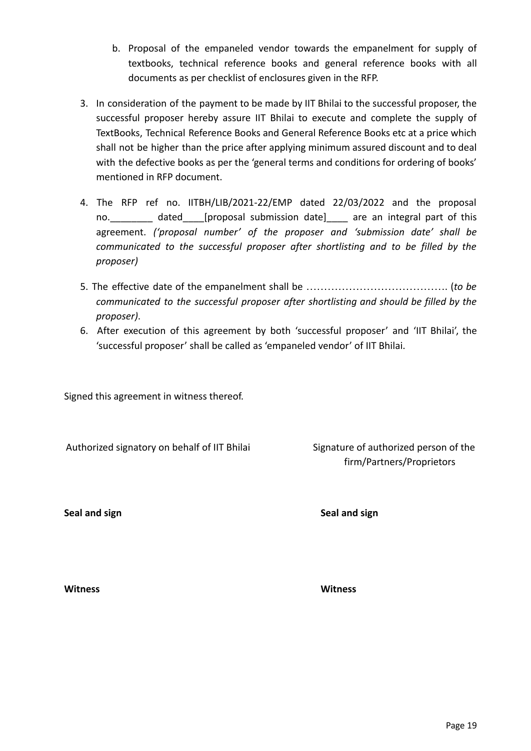b. Proposal of the empaneled vendor towards the empanelment for supply of textbooks, technical reference books and general reference books with all documents as per checklist of enclosures given in the RFP.

3. In consideration of the payment to be made by IIT Bhilai to the successful proposer, the successful proposer hereby assure IIT Bhilai to execute and complete the supply of TextBooks, Technical Reference Books and General Reference Books etc at a price which shall not be higher than the price after applying minimum assured discount and to deal with the defective books as per the 'general terms and conditions for ordering of books' mentioned in RFP document.

4. The RFP ref no. IITBH/LIB/2021-22/EMP dated 22/03/2022 and the proposal no.________ dated____[proposal submission date]____ are an integral part of this agreement. *('proposal number' of the proposer and 'submission date' shall be communicated to the successful proposer after shortlisting and to be filled by the proposer)*

5. The effective date of the empanelment shall be …………………………………. (*to be communicated to the successful proposer after shortlisting and should be filled by the proposer)*.

6. After execution of this agreement by both 'successful proposer' and 'IIT Bhilai', the 'successful proposer' shall be called as 'empaneled vendor' of IIT Bhilai.

Signed this agreement in witness thereof.

Authorized signatory on behalf of IIT Bhilai

Signature of authorized person of the firm/Partners/Proprietors

**Seal and sign**

**Seal and sign**

**Witness**

**Witness**